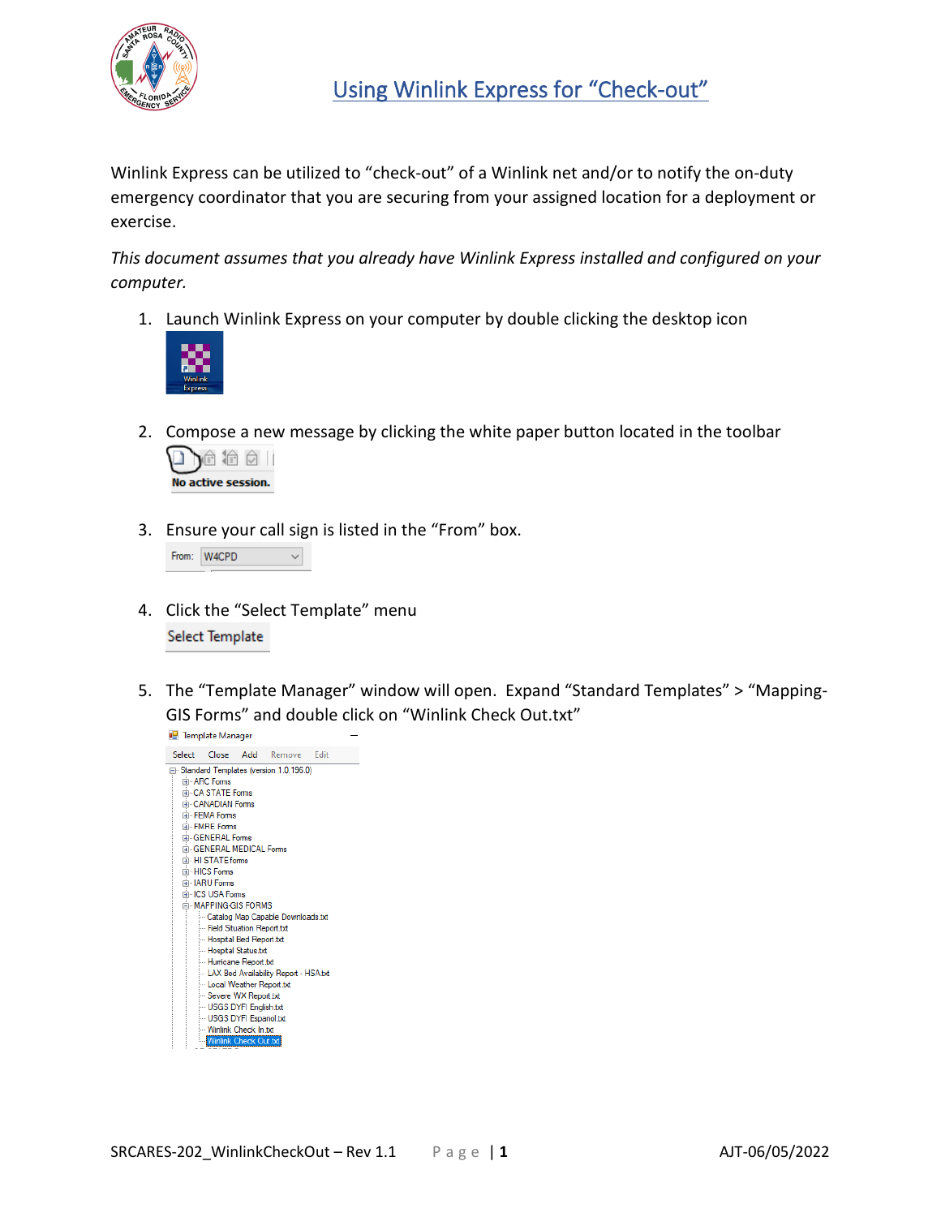# Using Winlink Express for "Check-out"

Winlink Express can be utilized to "check-out" of a Winlink net and/or to notify the on-duty emergency coordinator that you are securing from your assigned location for a deployment or exercise.

*This document assumes that you already have Winlink Express installed and configured on your computer.*

1. Launch Winlink Express on your computer by double clicking the desktop icon
2. Compose a new message by clicking the white paper button located in the toolbar
3. Ensure your call sign is listed in the "From" box.
4. Click the "Select Template" menu
5. The "Template Manager" window will open. Expand "Standard Templates" > "Mapping-GIS Forms" and double click on "Winlink Check Out.txt"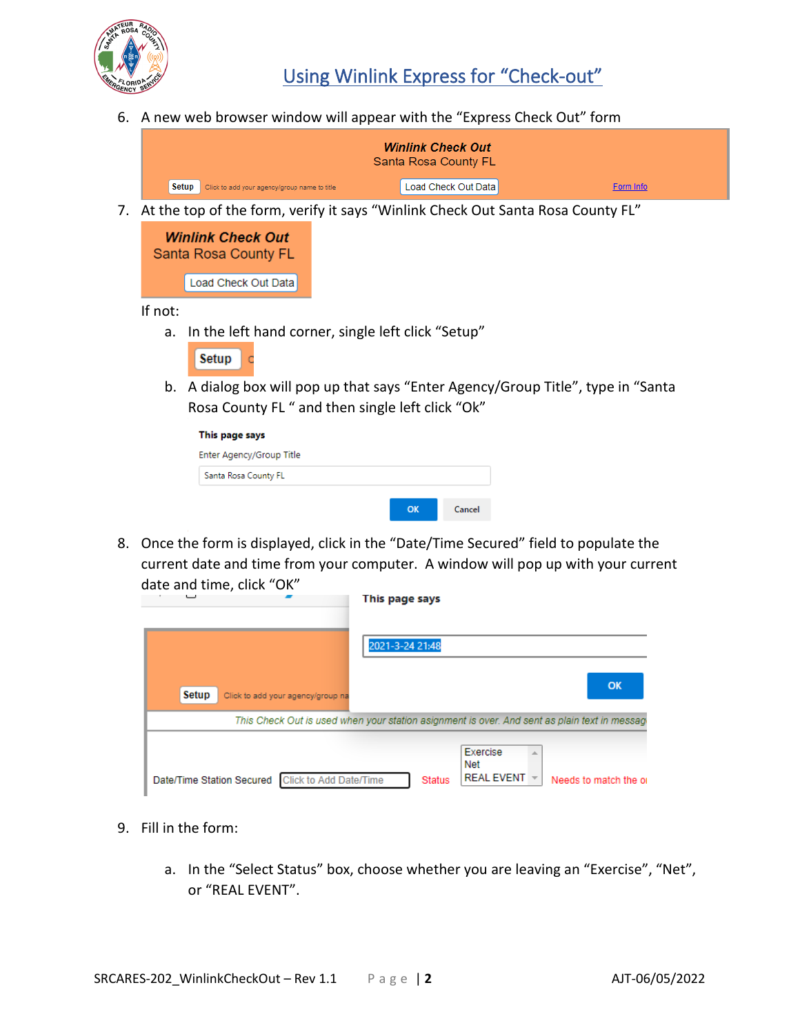6. A new web browser window will appear with the "Express Check Out" form

7. At the top of the form, verify it says "Winlink Check Out Santa Rosa County FL"

   If not:

   a. In the left hand corner, single left click "Setup"

   b. A dialog box will pop up that says "Enter Agency/Group Title", type in "Santa Rosa County FL " and then single left click "Ok"

8. Once the form is displayed, click in the "Date/Time Secured" field to populate the current date and time from your computer. A window will pop up with your current date and time, click "OK"

9. Fill in the form:

   a. In the "Select Status" box, choose whether you are leaving an "Exercise", "Net", or "REAL EVENT".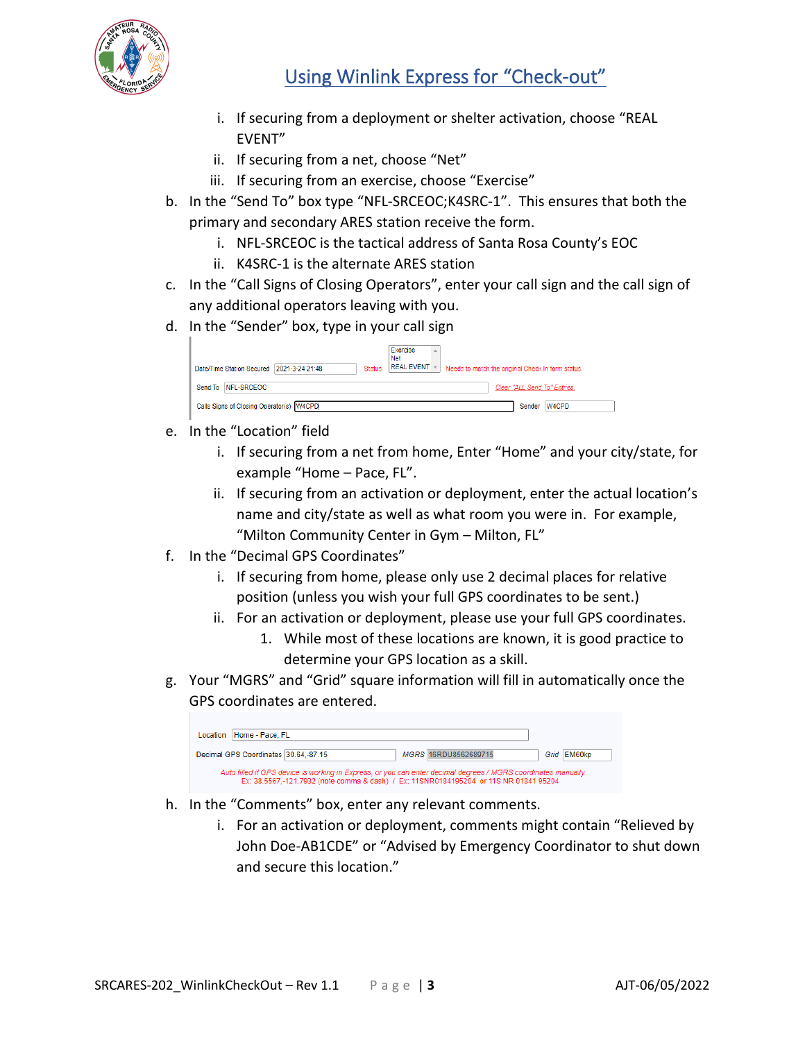i. If securing from a deployment or shelter activation, choose "REAL EVENT"
ii. If securing from a net, choose "Net"
iii. If securing from an exercise, choose "Exercise"

b. In the "Send To" box type "NFL-SRCEOC;K4SRC-1". This ensures that both the primary and secondary ARES station receive the form.
   i. NFL-SRCEOC is the tactical address of Santa Rosa County's EOC
   ii. K4SRC-1 is the alternate ARES station
c. In the "Call Signs of Closing Operators", enter your call sign and the call sign of any additional operators leaving with you.
d. In the "Sender" box, type in your call sign

e. In the "Location" field
   i. If securing from a net from home, Enter "Home" and your city/state, for example "Home – Pace, FL".
   ii. If securing from an activation or deployment, enter the actual location's name and city/state as well as what room you were in. For example, "Milton Community Center in Gym – Milton, FL"
f. In the "Decimal GPS Coordinates"
   i. If securing from home, please only use 2 decimal places for relative position (unless you wish your full GPS coordinates to be sent.)
   ii. For an activation or deployment, please use your full GPS coordinates.
      1. While most of these locations are known, it is good practice to determine your GPS location as a skill.
g. Your "MGRS" and "Grid" square information will fill in automatically once the GPS coordinates are entered.

h. In the "Comments" box, enter any relevant comments.
   i. For an activation or deployment, comments might contain "Relieved by John Doe-AB1CDE" or "Advised by Emergency Coordinator to shut down and secure this location."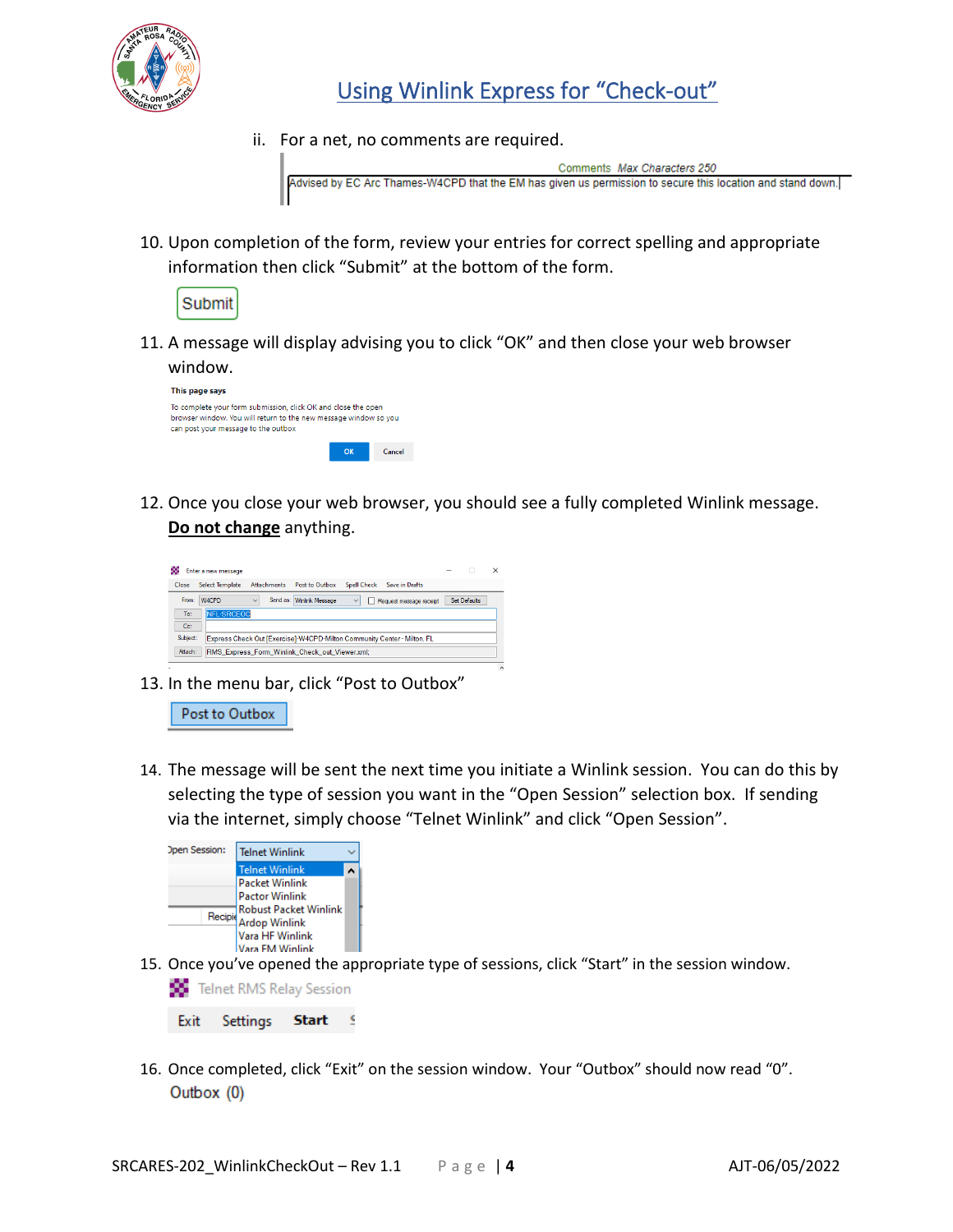## Using Winlink Express for "Check-out"

ii. For a net, no comments are required.

Comments *Max Characters 250*

Advised by EC Arc Thames-W4CPD that the EM has given us permission to secure this location and stand down.

10. Upon completion of the form, review your entries for correct spelling and appropriate information then click "Submit" at the bottom of the form.

    Submit

11. A message will display advising you to click "OK" and then close your web browser window.

    **This page says**

    To complete your form submission, click OK and close the open browser window. You will return to the new message window so you can post your message to the outbox

    OK Cancel

12. Once you close your web browser, you should see a fully completed Winlink message. **<u>Do not change</u>** anything.

    Enter a new message

    Close Select Template Attachments Post to Outbox Spell Check Save in Drafts

    From: W4CPD Send as: Winlink Message Request message receipt Set Defaults

    To: NFL-SRCEOC

    Cc:

    Subject: Express Check Out [Exercise]-W4CPD-Milton Community Center - Milton, FL

    Attach: RMS_Express_Form_Winlink_Check_out_Viewer.xml;

13. In the menu bar, click "Post to Outbox"

    Post to Outbox

14. The message will be sent the next time you initiate a Winlink session. You can do this by selecting the type of session you want in the "Open Session" selection box. If sending via the internet, simply choose "Telnet Winlink" and click "Open Session".

    Open Session: Telnet Winlink

    Telnet Winlink
    Packet Winlink
    Pactor Winlink
    Robust Packet Winlink
    Ardop Winlink
    Vara HF Winlink
    Vara FM Winlink

15. Once you've opened the appropriate type of sessions, click "Start" in the session window.

    Telnet RMS Relay Session

    Exit Settings **Start**

16. Once completed, click "Exit" on the session window. Your "Outbox" should now read "0".

    Outbox (0)

SRCARES-202_WinlinkCheckOut – Rev 1.1 AJT-06/05/2022